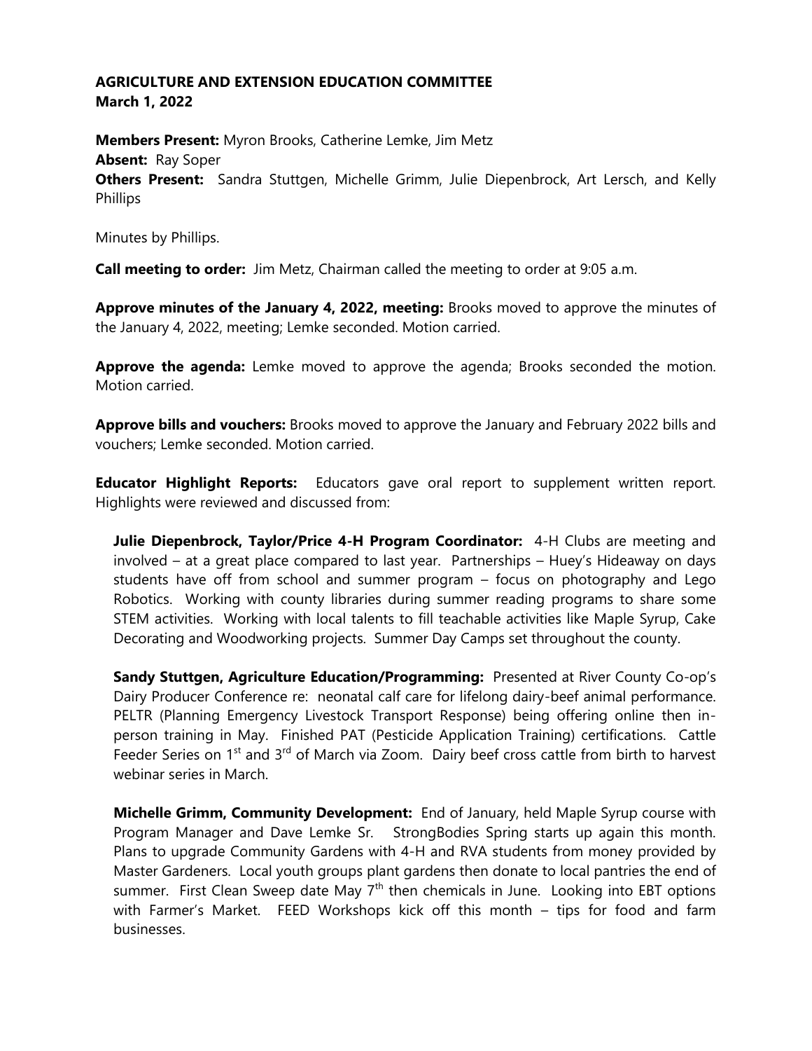**AGRICULTURE AND EXTENSION EDUCATION COMMITTEE**
**March 1, 2022**

**Members Present:** Myron Brooks, Catherine Lemke, Jim Metz
**Absent:** Ray Soper
**Others Present:** Sandra Stuttgen, Michelle Grimm, Julie Diepenbrock, Art Lersch, and Kelly Phillips

Minutes by Phillips.

**Call meeting to order:** Jim Metz, Chairman called the meeting to order at 9:05 a.m.

**Approve minutes of the January 4, 2022, meeting:** Brooks moved to approve the minutes of the January 4, 2022, meeting; Lemke seconded. Motion carried.

**Approve the agenda:** Lemke moved to approve the agenda; Brooks seconded the motion. Motion carried.

**Approve bills and vouchers:** Brooks moved to approve the January and February 2022 bills and vouchers; Lemke seconded. Motion carried.

**Educator Highlight Reports:** Educators gave oral report to supplement written report. Highlights were reviewed and discussed from:

**Julie Diepenbrock, Taylor/Price 4-H Program Coordinator:** 4-H Clubs are meeting and involved – at a great place compared to last year. Partnerships – Huey's Hideaway on days students have off from school and summer program – focus on photography and Lego Robotics. Working with county libraries during summer reading programs to share some STEM activities. Working with local talents to fill teachable activities like Maple Syrup, Cake Decorating and Woodworking projects. Summer Day Camps set throughout the county.

**Sandy Stuttgen, Agriculture Education/Programming:** Presented at River County Co-op's Dairy Producer Conference re: neonatal calf care for lifelong dairy-beef animal performance. PELTR (Planning Emergency Livestock Transport Response) being offering online then in-person training in May. Finished PAT (Pesticide Application Training) certifications. Cattle Feeder Series on 1st and 3rd of March via Zoom. Dairy beef cross cattle from birth to harvest webinar series in March.

**Michelle Grimm, Community Development:** End of January, held Maple Syrup course with Program Manager and Dave Lemke Sr. StrongBodies Spring starts up again this month. Plans to upgrade Community Gardens with 4-H and RVA students from money provided by Master Gardeners. Local youth groups plant gardens then donate to local pantries the end of summer. First Clean Sweep date May 7th then chemicals in June. Looking into EBT options with Farmer's Market. FEED Workshops kick off this month – tips for food and farm businesses.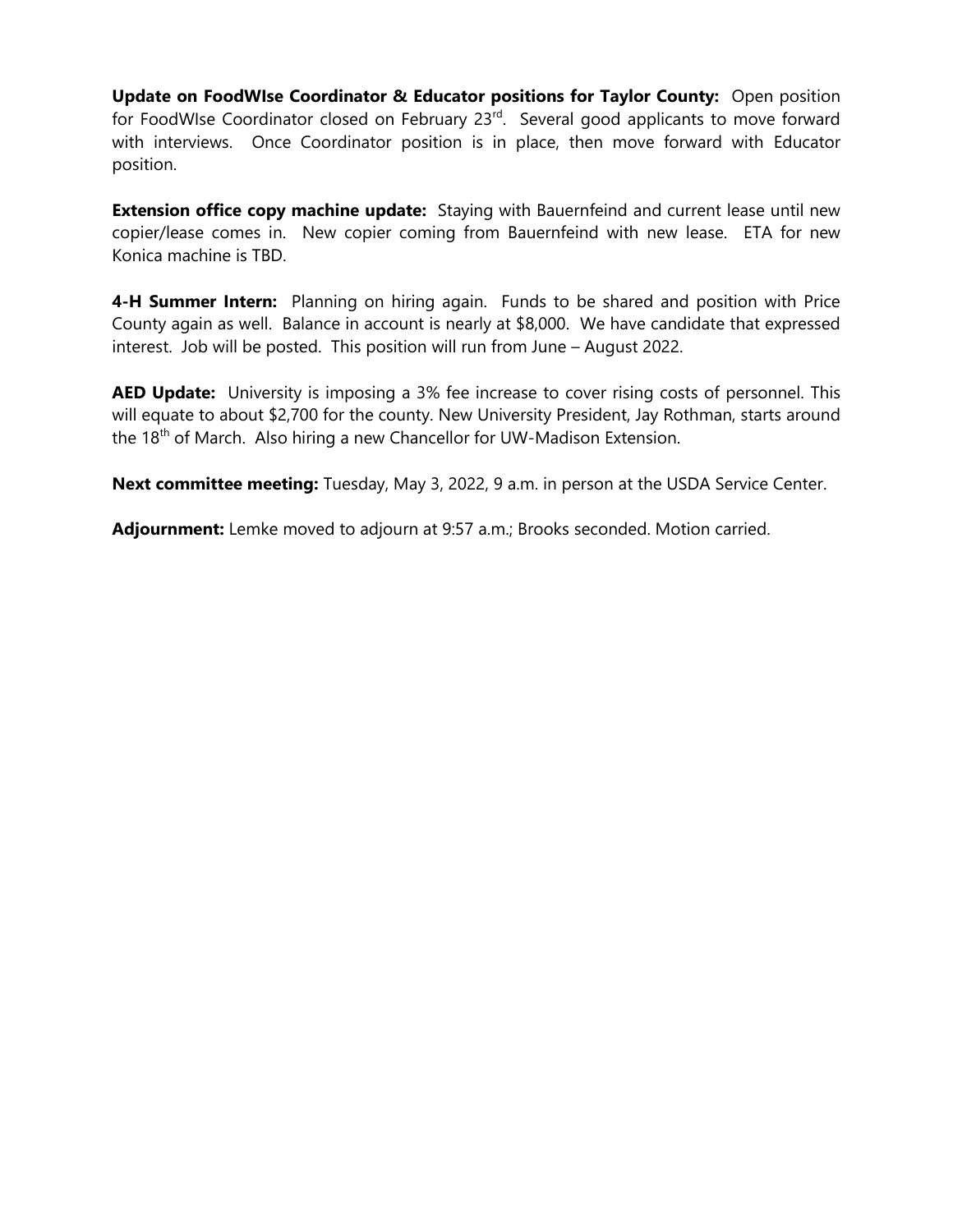**Update on FoodWIse Coordinator & Educator positions for Taylor County:** Open position for FoodWIse Coordinator closed on February 23rd. Several good applicants to move forward with interviews. Once Coordinator position is in place, then move forward with Educator position.

**Extension office copy machine update:** Staying with Bauernfeind and current lease until new copier/lease comes in. New copier coming from Bauernfeind with new lease. ETA for new Konica machine is TBD.

**4-H Summer Intern:** Planning on hiring again. Funds to be shared and position with Price County again as well. Balance in account is nearly at $8,000. We have candidate that expressed interest. Job will be posted. This position will run from June – August 2022.

**AED Update:** University is imposing a 3% fee increase to cover rising costs of personnel. This will equate to about $2,700 for the county. New University President, Jay Rothman, starts around the 18th of March. Also hiring a new Chancellor for UW-Madison Extension.

**Next committee meeting:** Tuesday, May 3, 2022, 9 a.m. in person at the USDA Service Center.

**Adjournment:** Lemke moved to adjourn at 9:57 a.m.; Brooks seconded. Motion carried.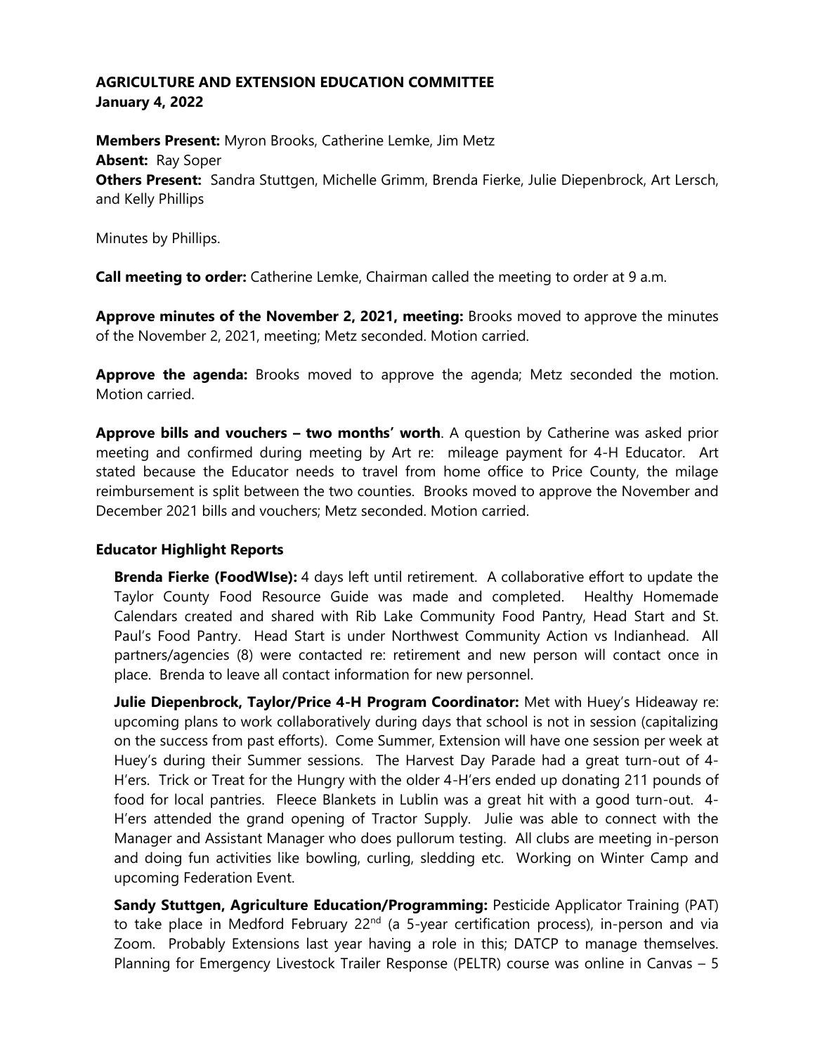**AGRICULTURE AND EXTENSION EDUCATION COMMITTEE**
**January 4, 2022**

**Members Present:** Myron Brooks, Catherine Lemke, Jim Metz
**Absent:** Ray Soper
**Others Present:** Sandra Stuttgen, Michelle Grimm, Brenda Fierke, Julie Diepenbrock, Art Lersch, and Kelly Phillips

Minutes by Phillips.

**Call meeting to order:** Catherine Lemke, Chairman called the meeting to order at 9 a.m.

**Approve minutes of the November 2, 2021, meeting:** Brooks moved to approve the minutes of the November 2, 2021, meeting; Metz seconded. Motion carried.

**Approve the agenda:** Brooks moved to approve the agenda; Metz seconded the motion. Motion carried.

**Approve bills and vouchers – two months' worth**. A question by Catherine was asked prior meeting and confirmed during meeting by Art re: mileage payment for 4-H Educator. Art stated because the Educator needs to travel from home office to Price County, the milage reimbursement is split between the two counties. Brooks moved to approve the November and December 2021 bills and vouchers; Metz seconded. Motion carried.

**Educator Highlight Reports**

**Brenda Fierke (FoodWIse):** 4 days left until retirement. A collaborative effort to update the Taylor County Food Resource Guide was made and completed. Healthy Homemade Calendars created and shared with Rib Lake Community Food Pantry, Head Start and St. Paul's Food Pantry. Head Start is under Northwest Community Action vs Indianhead. All partners/agencies (8) were contacted re: retirement and new person will contact once in place. Brenda to leave all contact information for new personnel.

**Julie Diepenbrock, Taylor/Price 4-H Program Coordinator:** Met with Huey's Hideaway re: upcoming plans to work collaboratively during days that school is not in session (capitalizing on the success from past efforts). Come Summer, Extension will have one session per week at Huey's during their Summer sessions. The Harvest Day Parade had a great turn-out of 4-H'ers. Trick or Treat for the Hungry with the older 4-H'ers ended up donating 211 pounds of food for local pantries. Fleece Blankets in Lublin was a great hit with a good turn-out. 4-H'ers attended the grand opening of Tractor Supply. Julie was able to connect with the Manager and Assistant Manager who does pullorum testing. All clubs are meeting in-person and doing fun activities like bowling, curling, sledding etc. Working on Winter Camp and upcoming Federation Event.

**Sandy Stuttgen, Agriculture Education/Programming:** Pesticide Applicator Training (PAT) to take place in Medford February 22nd (a 5-year certification process), in-person and via Zoom. Probably Extensions last year having a role in this; DATCP to manage themselves. Planning for Emergency Livestock Trailer Response (PELTR) course was online in Canvas – 5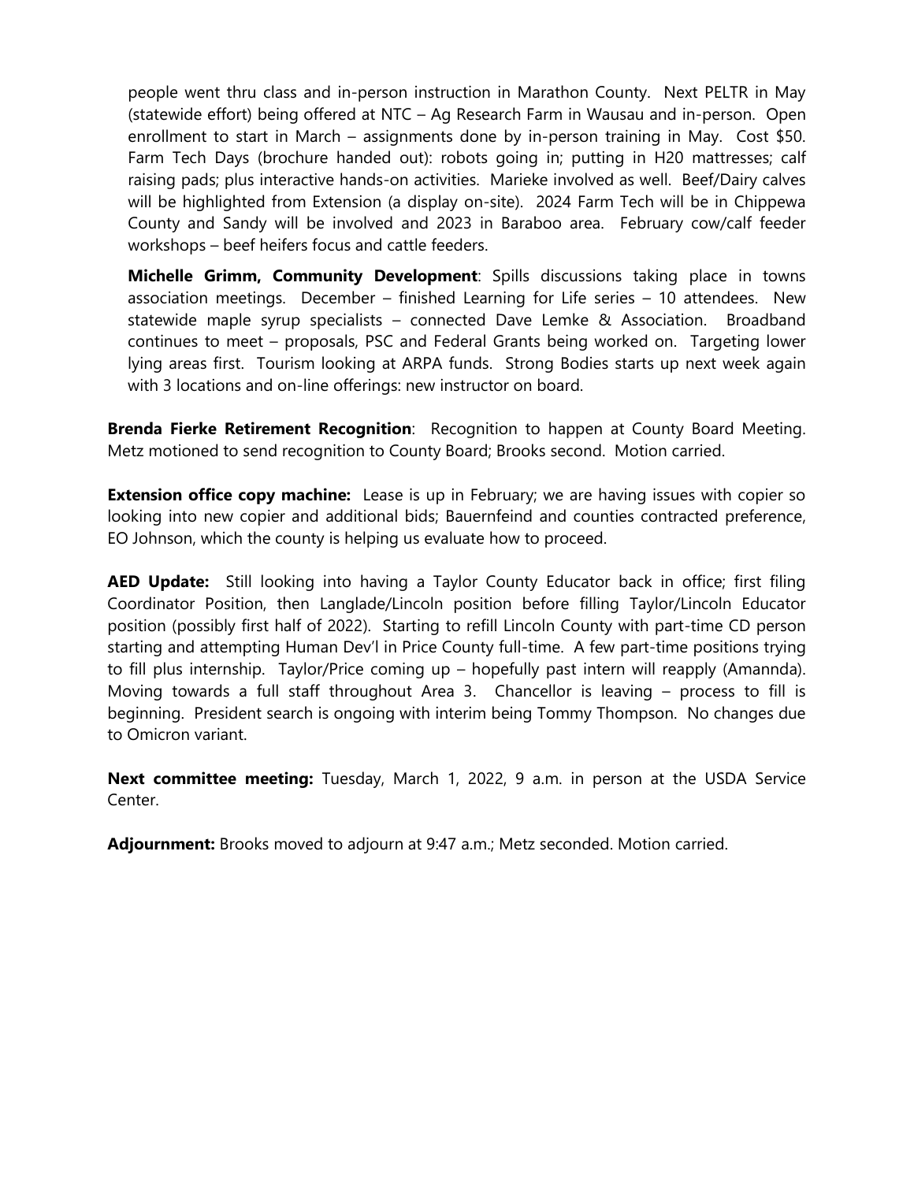people went thru class and in-person instruction in Marathon County. Next PELTR in May (statewide effort) being offered at NTC – Ag Research Farm in Wausau and in-person. Open enrollment to start in March – assignments done by in-person training in May. Cost $50. Farm Tech Days (brochure handed out): robots going in; putting in H20 mattresses; calf raising pads; plus interactive hands-on activities. Marieke involved as well. Beef/Dairy calves will be highlighted from Extension (a display on-site). 2024 Farm Tech will be in Chippewa County and Sandy will be involved and 2023 in Baraboo area. February cow/calf feeder workshops – beef heifers focus and cattle feeders.

**Michelle Grimm, Community Development**: Spills discussions taking place in towns association meetings. December – finished Learning for Life series – 10 attendees. New statewide maple syrup specialists – connected Dave Lemke & Association. Broadband continues to meet – proposals, PSC and Federal Grants being worked on. Targeting lower lying areas first. Tourism looking at ARPA funds. Strong Bodies starts up next week again with 3 locations and on-line offerings: new instructor on board.

**Brenda Fierke Retirement Recognition**: Recognition to happen at County Board Meeting. Metz motioned to send recognition to County Board; Brooks second. Motion carried.

**Extension office copy machine:** Lease is up in February; we are having issues with copier so looking into new copier and additional bids; Bauernfeind and counties contracted preference, EO Johnson, which the county is helping us evaluate how to proceed.

**AED Update:** Still looking into having a Taylor County Educator back in office; first filing Coordinator Position, then Langlade/Lincoln position before filling Taylor/Lincoln Educator position (possibly first half of 2022). Starting to refill Lincoln County with part-time CD person starting and attempting Human Dev'l in Price County full-time. A few part-time positions trying to fill plus internship. Taylor/Price coming up – hopefully past intern will reapply (Amannda). Moving towards a full staff throughout Area 3. Chancellor is leaving – process to fill is beginning. President search is ongoing with interim being Tommy Thompson. No changes due to Omicron variant.

**Next committee meeting:** Tuesday, March 1, 2022, 9 a.m. in person at the USDA Service Center.

**Adjournment:** Brooks moved to adjourn at 9:47 a.m.; Metz seconded. Motion carried.